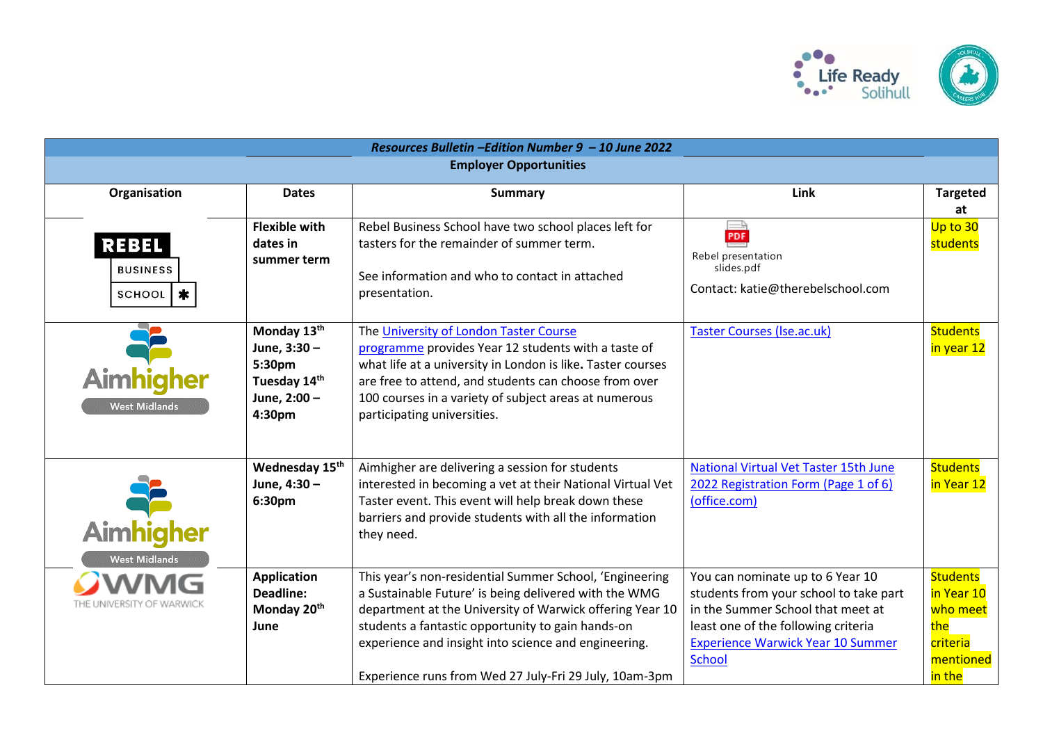| Resources Bulletin –Edition Number 9 – 10 June 2022 | | | | |
|---|---|---|---|---|
| **Employer Opportunities** | | | | |
| **Organisation** | **Dates** | **Summary** | **Link** | **Targeted at** |
| REBEL BUSINESS SCHOOL | **Flexible with dates in summer term** | Rebel Business School have two school places left for tasters for the remainder of summer term.<br><br>See information and who to contact in attached presentation. | Rebel presentation slides.pdf<br><br>Contact: katie@therebelschool.com | Up to 30 students |
| Aimhigher West Midlands | **Monday 13th June, 3:30 – 5:30pm Tuesday 14th June, 2:00 – 4:30pm** | The University of London Taster Course programme provides Year 12 students with a taste of what life at a university in London is like. Taster courses are free to attend, and students can choose from over 100 courses in a variety of subject areas at numerous participating universities. | Taster Courses (lse.ac.uk) | Students in year 12 |
| Aimhigher West Midlands | **Wednesday 15th June, 4:30 – 6:30pm** | Aimhigher are delivering a session for students interested in becoming a vet at their National Virtual Vet Taster event. This event will help break down these barriers and provide students with all the information they need. | National Virtual Vet Taster 15th June 2022 Registration Form (Page 1 of 6) (office.com) | Students in Year 12 |
| WMG THE UNIVERSITY OF WARWICK | **Application Deadline: Monday 20th June** | This year's non-residential Summer School, 'Engineering a Sustainable Future' is being delivered with the WMG department at the University of Warwick offering Year 10 students a fantastic opportunity to gain hands-on experience and insight into science and engineering.<br><br>Experience runs from Wed 27 July-Fri 29 July, 10am-3pm | You can nominate up to 6 Year 10 students from your school to take part in the Summer School that meet at least one of the following criteria Experience Warwick Year 10 Summer School | Students in Year 10 who meet the criteria mentioned in the |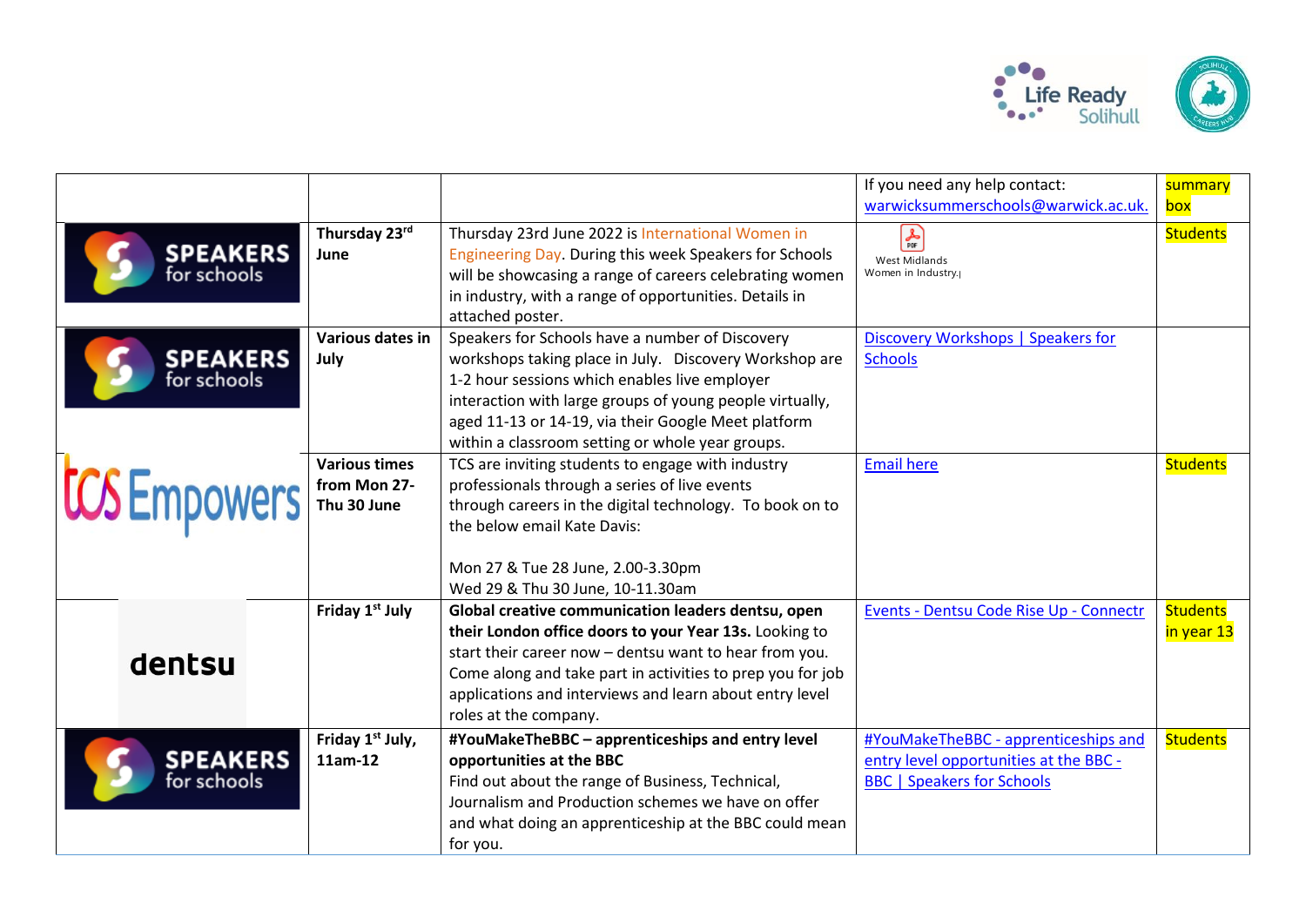| | | | | |
|---|---|---|---|---|
| | | | If you need any help contact: warwicksummerschools@warwick.ac.uk. | summary box |
| SPEAKERS for schools | **Thursday 23rd June** | Thursday 23rd June 2022 is International Women in Engineering Day. During this week Speakers for Schools will be showcasing a range of careers celebrating women in industry, with a range of opportunities. Details in attached poster. | West Midlands Women in Industry. | Students |
| SPEAKERS for schools | **Various dates in July** | Speakers for Schools have a number of Discovery workshops taking place in July. Discovery Workshop are 1-2 hour sessions which enables live employer interaction with large groups of young people virtually, aged 11-13 or 14-19, via their Google Meet platform within a classroom setting or whole year groups. | Discovery Workshops \| Speakers for Schools | |
| tcs Empowers | **Various times from Mon 27-Thu 30 June** | TCS are inviting students to engage with industry professionals through a series of live events through careers in the digital technology. To book on to the below email Kate Davis:<br><br>Mon 27 & Tue 28 June, 2.00-3.30pm<br>Wed 29 & Thu 30 June, 10-11.30am | Email here | Students |
| dentsu | **Friday 1st July** | **Global creative communication leaders dentsu, open their London office doors to your Year 13s.** Looking to start their career now – dentsu want to hear from you. Come along and take part in activities to prep you for job applications and interviews and learn about entry level roles at the company. | Events - Dentsu Code Rise Up - Connectr | Students in year 13 |
| SPEAKERS for schools | **Friday 1st July, 11am-12** | **#YouMakeTheBBC – apprenticeships and entry level opportunities at the BBC**<br>Find out about the range of Business, Technical, Journalism and Production schemes we have on offer and what doing an apprenticeship at the BBC could mean for you. | #YouMakeTheBBC - apprenticeships and entry level opportunities at the BBC - BBC \| Speakers for Schools | Students |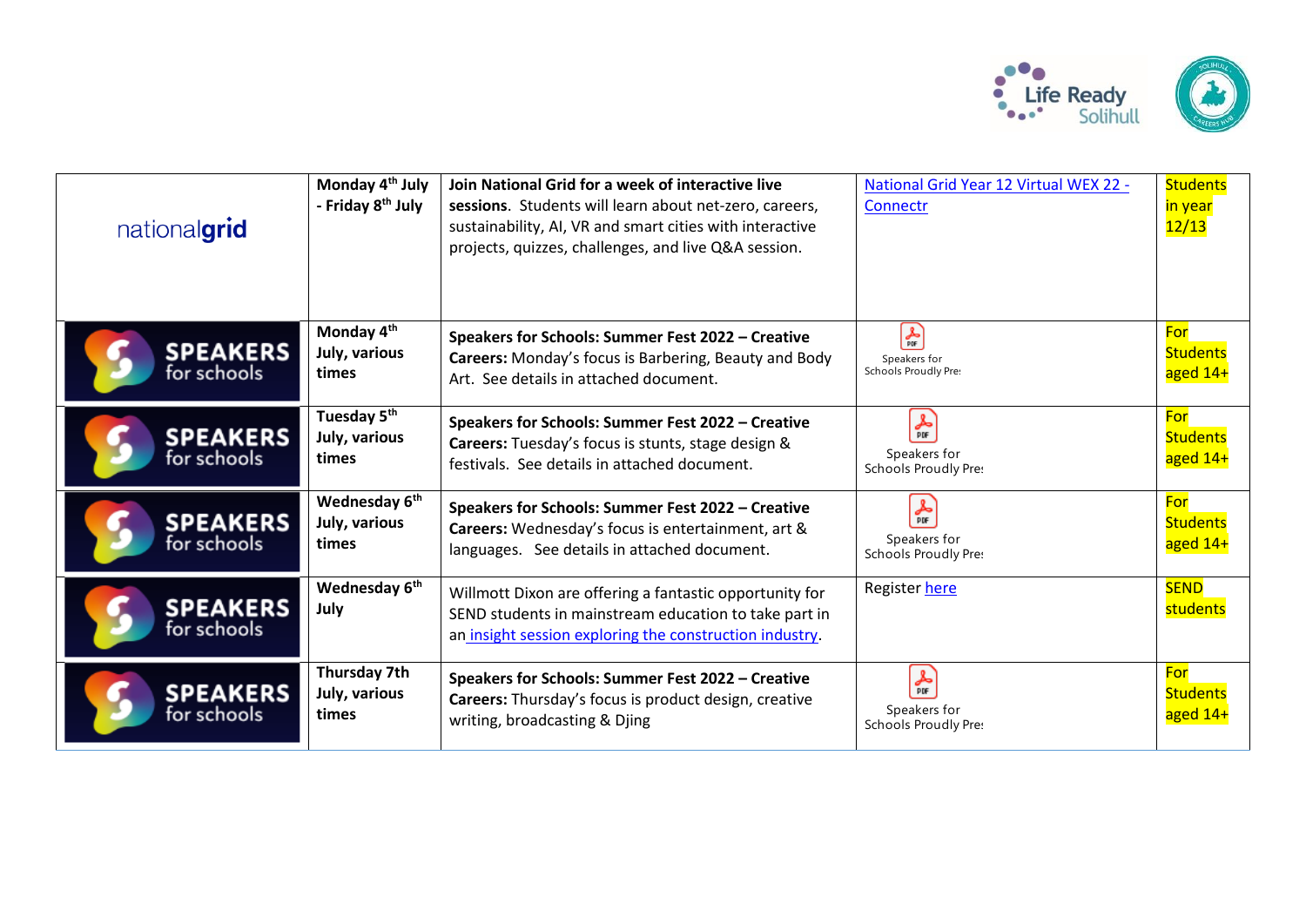| | | | | |
|---|---|---|---|---|
| nationalgrid | **Monday 4th July - Friday 8th July** | **Join National Grid for a week of interactive live sessions**. Students will learn about net-zero, careers, sustainability, AI, VR and smart cities with interactive projects, quizzes, challenges, and live Q&A session. | National Grid Year 12 Virtual WEX 22 - Connectr | Students in year 12/13 |
| SPEAKERS for schools | **Monday 4th July, various times** | **Speakers for Schools: Summer Fest 2022 – Creative Careers:** Monday's focus is Barbering, Beauty and Body Art. See details in attached document. | Speakers for Schools Proudly Pre: | For Students aged 14+ |
| SPEAKERS for schools | **Tuesday 5th July, various times** | **Speakers for Schools: Summer Fest 2022 – Creative Careers:** Tuesday's focus is stunts, stage design & festivals. See details in attached document. | Speakers for Schools Proudly Pre: | For Students aged 14+ |
| SPEAKERS for schools | **Wednesday 6th July, various times** | **Speakers for Schools: Summer Fest 2022 – Creative Careers:** Wednesday's focus is entertainment, art & languages. See details in attached document. | Speakers for Schools Proudly Pre: | For Students aged 14+ |
| SPEAKERS for schools | **Wednesday 6th July** | Willmott Dixon are offering a fantastic opportunity for SEND students in mainstream education to take part in an insight session exploring the construction industry. | Register here | SEND students |
| SPEAKERS for schools | **Thursday 7th July, various times** | **Speakers for Schools: Summer Fest 2022 – Creative Careers:** Thursday's focus is product design, creative writing, broadcasting & Djing | Speakers for Schools Proudly Pre: | For Students aged 14+ |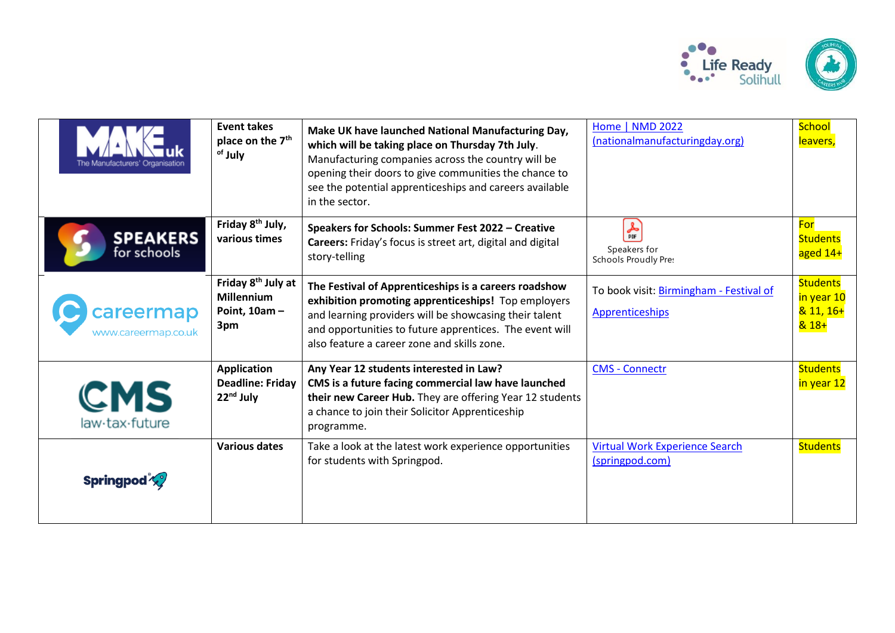| | | | | |
|---|---|---|---|---|
| MAKE uk The Manufacturers' Organisation | **Event takes place on the 7th of July** | **Make UK have launched National Manufacturing Day, which will be taking place on Thursday 7th July.** Manufacturing companies across the country will be opening their doors to give communities the chance to see the potential apprenticeships and careers available in the sector. | Home \| NMD 2022 (nationalmanufacturingday.org) | School leavers, |
| SPEAKERS for schools | **Friday 8th July, various times** | **Speakers for Schools: Summer Fest 2022 – Creative Careers:** Friday's focus is street art, digital and digital story-telling | Speakers for Schools Proudly Pres | For Students aged 14+ |
| careermap www.careermap.co.uk | **Friday 8th July at Millennium Point, 10am – 3pm** | **The Festival of Apprenticeships is a careers roadshow exhibition promoting apprenticeships!** Top employers and learning providers will be showcasing their talent and opportunities to future apprentices. The event will also feature a career zone and skills zone. | To book visit: Birmingham - Festival of Apprenticeships | Students in year 10 & 11, 16+ & 18+ |
| CMS law·tax·future | **Application Deadline: Friday 22nd July** | **Any Year 12 students interested in Law? CMS is a future facing commercial law have launched their new Career Hub.** They are offering Year 12 students a chance to join their Solicitor Apprenticeship programme. | CMS - Connectr | Students in year 12 |
| Springpod | **Various dates** | Take a look at the latest work experience opportunities for students with Springpod. | Virtual Work Experience Search (springpod.com) | Students |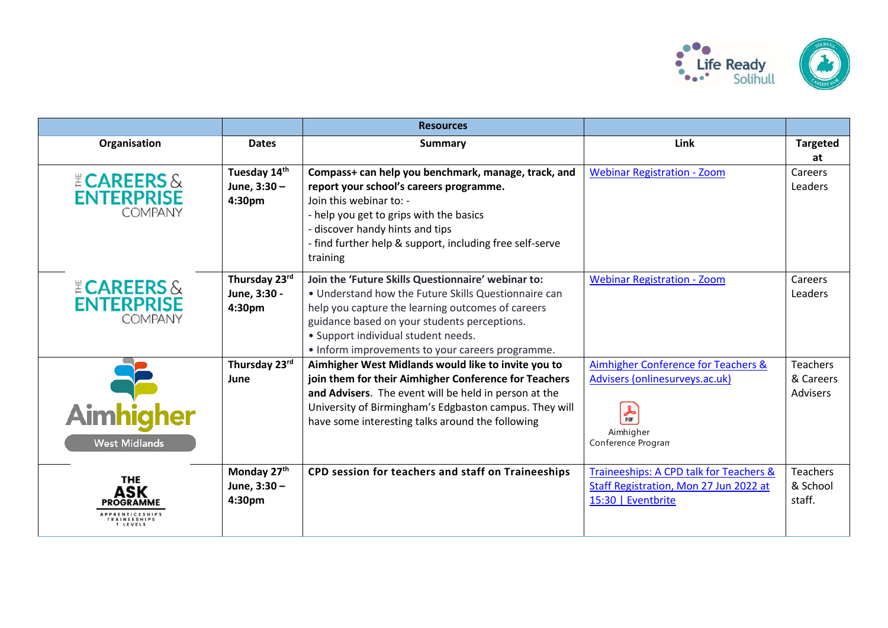| Resources | | | | |
|---|---|---|---|---|
| **Organisation** | **Dates** | **Summary** | **Link** | **Targeted at** |
| THE CAREERS & ENTERPRISE COMPANY | **Tuesday 14th June, 3:30 – 4:30pm** | **Compass+ can help you benchmark, manage, track, and report your school's careers programme.** Join this webinar to: - <br>- help you get to grips with the basics<br>- discover handy hints and tips<br>- find further help & support, including free self-serve training | Webinar Registration - Zoom | Careers Leaders |
| THE CAREERS & ENTERPRISE COMPANY | **Thursday 23rd June, 3:30 - 4:30pm** | **Join the 'Future Skills Questionnaire' webinar to:**<br>• Understand how the Future Skills Questionnaire can help you capture the learning outcomes of careers guidance based on your students perceptions.<br>• Support individual student needs.<br>• Inform improvements to your careers programme. | Webinar Registration - Zoom | Careers Leaders |
| Aimhigher West Midlands | **Thursday 23rd June** | **Aimhigher West Midlands would like to invite you to join them for their Aimhigher Conference for Teachers and Advisers**. The event will be held in person at the University of Birmingham's Edgbaston campus. They will have some interesting talks around the following | Aimhigher Conference for Teachers & Advisers (onlinesurveys.ac.uk)<br>Aimhigher Conference Program | Teachers & Careers Advisers |
| THE ASK PROGRAMME APPRENTICESHIPS TRAINEESHIPS T LEVELS | **Monday 27th June, 3:30 – 4:30pm** | **CPD session for teachers and staff on Traineeships** | Traineeships: A CPD talk for Teachers & Staff Registration, Mon 27 Jun 2022 at 15:30 \| Eventbrite | Teachers & School staff. |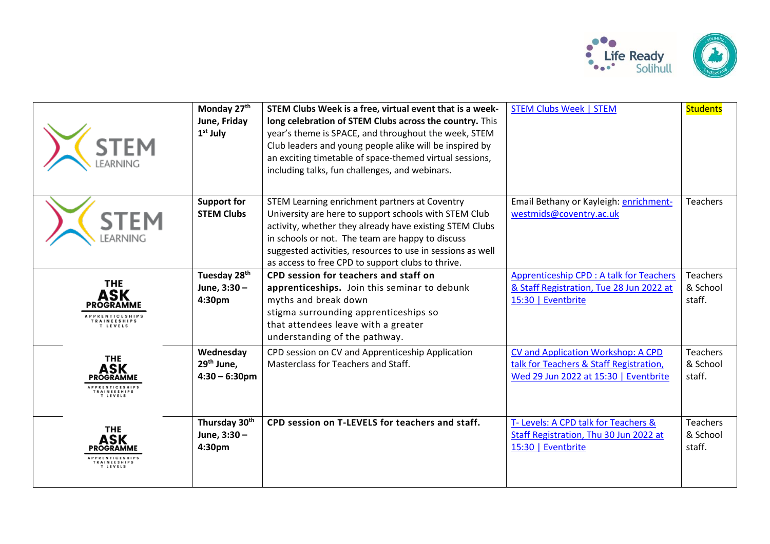| | | | | |
|---|---|---|---|---|
| STEM LEARNING | **Monday 27th June, Friday 1st July** | **STEM Clubs Week is a free, virtual event that is a week-long celebration of STEM Clubs across the country.** This year's theme is SPACE, and throughout the week, STEM Club leaders and young people alike will be inspired by an exciting timetable of space-themed virtual sessions, including talks, fun challenges, and webinars. | STEM Clubs Week \| STEM | Students |
| STEM LEARNING | **Support for STEM Clubs** | STEM Learning enrichment partners at Coventry University are here to support schools with STEM Club activity, whether they already have existing STEM Clubs in schools or not. The team are happy to discuss suggested activities, resources to use in sessions as well as access to free CPD to support clubs to thrive. | Email Bethany or Kayleigh: enrichment-westmids@coventry.ac.uk | Teachers |
| THE ASK PROGRAMME APPRENTICESHIPS TRAINEESHIPS T LEVELS | **Tuesday 28th June, 3:30 – 4:30pm** | **CPD session for teachers and staff on apprenticeships.** Join this seminar to debunk myths and break down stigma surrounding apprenticeships so that attendees leave with a greater understanding of the pathway. | Apprenticeship CPD : A talk for Teachers & Staff Registration, Tue 28 Jun 2022 at 15:30 \| Eventbrite | Teachers & School staff. |
| THE ASK PROGRAMME APPRENTICESHIPS TRAINEESHIPS T LEVELS | **Wednesday 29th June, 4:30 – 6:30pm** | CPD session on CV and Apprenticeship Application Masterclass for Teachers and Staff. | CV and Application Workshop: A CPD talk for Teachers & Staff Registration, Wed 29 Jun 2022 at 15:30 \| Eventbrite | Teachers & School staff. |
| THE ASK PROGRAMME APPRENTICESHIPS TRAINEESHIPS T LEVELS | **Thursday 30th June, 3:30 – 4:30pm** | **CPD session on T-LEVELS for teachers and staff.** | T- Levels: A CPD talk for Teachers & Staff Registration, Thu 30 Jun 2022 at 15:30 \| Eventbrite | Teachers & School staff. |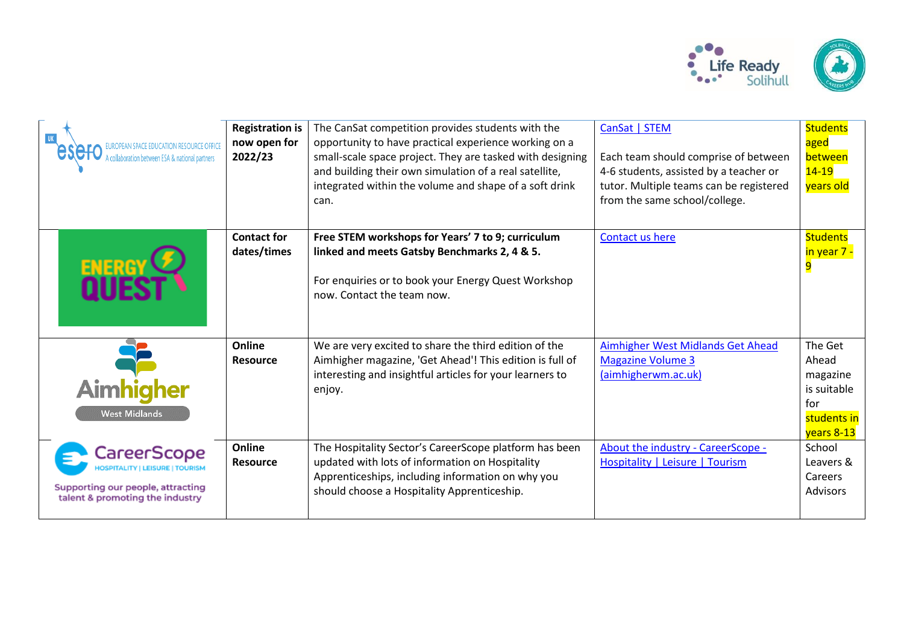| | | | | |
|---|---|---|---|---|
| UK esero EUROPEAN SPACE EDUCATION RESOURCE OFFICE A collaboration between ESA & national partners | **Registration is now open for 2022/23** | The CanSat competition provides students with the opportunity to have practical experience working on a small-scale space project. They are tasked with designing and building their own simulation of a real satellite, integrated within the volume and shape of a soft drink can. | CanSat \| STEM<br><br>Each team should comprise of between 4-6 students, assisted by a teacher or tutor. Multiple teams can be registered from the same school/college. | Students aged between 14-19 years old |
| ENERGY QUEST | **Contact for dates/times** | **Free STEM workshops for Years' 7 to 9; curriculum linked and meets Gatsby Benchmarks 2, 4 & 5.**<br><br>For enquiries or to book your Energy Quest Workshop now. Contact the team now. | Contact us here | Students in year 7 - 9 |
| Aimhigher West Midlands | **Online Resource** | We are very excited to share the third edition of the Aimhigher magazine, 'Get Ahead'! This edition is full of interesting and insightful articles for your learners to enjoy. | Aimhigher West Midlands Get Ahead Magazine Volume 3 (aimhigherwm.ac.uk) | The Get Ahead magazine is suitable for students in years 8-13 |
| CareerScope HOSPITALITY \| LEISURE \| TOURISM<br>Supporting our people, attracting talent & promoting the industry | **Online Resource** | The Hospitality Sector's CareerScope platform has been updated with lots of information on Hospitality Apprenticeships, including information on why you should choose a Hospitality Apprenticeship. | About the industry - CareerScope - Hospitality \| Leisure \| Tourism | School Leavers & Careers Advisors |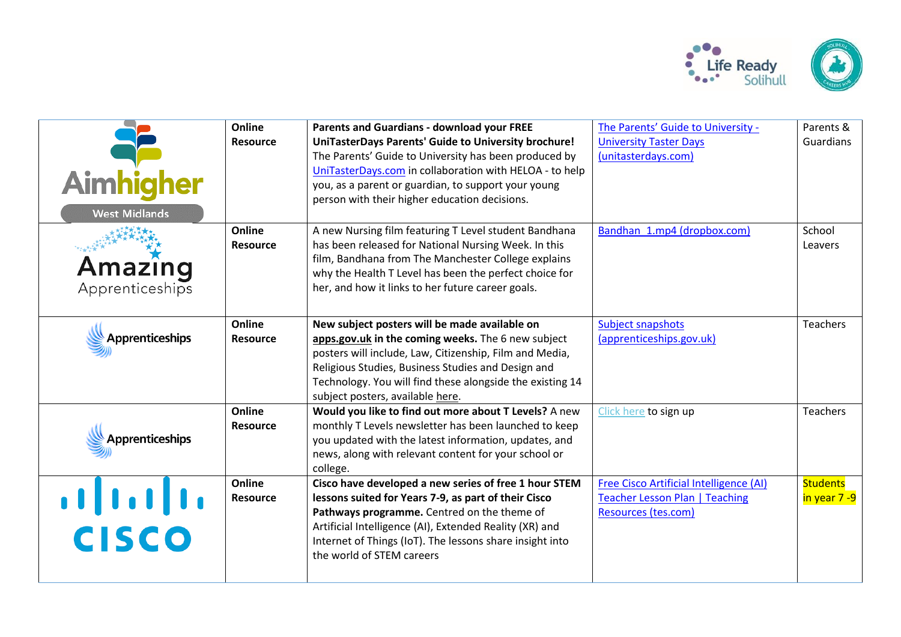| | | | | |
|---|---|---|---|---|
| Aimhigher West Midlands | **Online Resource** | **Parents and Guardians - download your FREE UniTasterDays Parents' Guide to University brochure!** The Parents' Guide to University has been produced by UniTasterDays.com in collaboration with HELOA - to help you, as a parent or guardian, to support your young person with their higher education decisions. | The Parents' Guide to University - University Taster Days (unitasterdays.com) | Parents & Guardians |
| Amazing Apprenticeships | **Online Resource** | A new Nursing film featuring T Level student Bandhana has been released for National Nursing Week. In this film, Bandhana from The Manchester College explains why the Health T Level has been the perfect choice for her, and how it links to her future career goals. | Bandhan_1.mp4 (dropbox.com) | School Leavers |
| Apprenticeships | **Online Resource** | **New subject posters will be made available on apps.gov.uk in the coming weeks.** The 6 new subject posters will include, Law, Citizenship, Film and Media, Religious Studies, Business Studies and Design and Technology. You will find these alongside the existing 14 subject posters, available here. | Subject snapshots (apprenticeships.gov.uk) | Teachers |
| Apprenticeships | **Online Resource** | **Would you like to find out more about T Levels?** A new monthly T Levels newsletter has been launched to keep you updated with the latest information, updates, and news, along with relevant content for your school or college. | Click here to sign up | Teachers |
| CISCO | **Online Resource** | **Cisco have developed a new series of free 1 hour STEM lessons suited for Years 7-9, as part of their Cisco Pathways programme.** Centred on the theme of Artificial Intelligence (AI), Extended Reality (XR) and Internet of Things (IoT). The lessons share insight into the world of STEM careers | Free Cisco Artificial Intelligence (AI) Teacher Lesson Plan \| Teaching Resources (tes.com) | Students in year 7 -9 |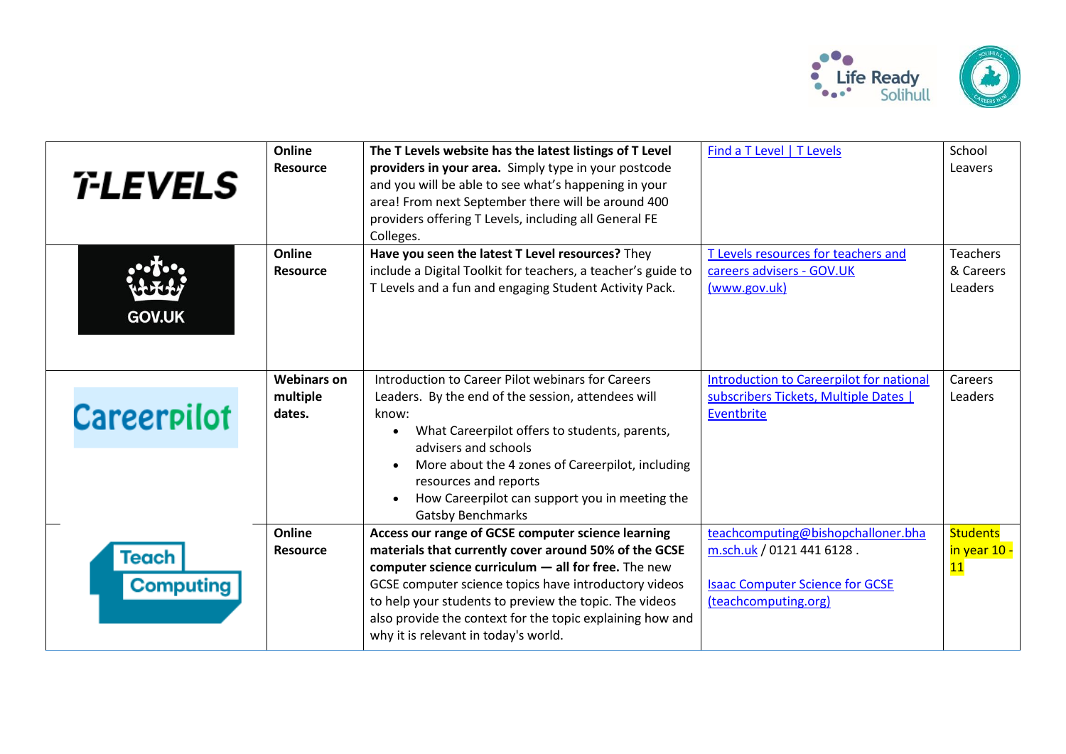| | | | | |
|---|---|---|---|---|
| T-LEVELS | **Online Resource** | **The T Levels website has the latest listings of T Level providers in your area.** Simply type in your postcode and you will be able to see what's happening in your area! From next September there will be around 400 providers offering T Levels, including all General FE Colleges. | Find a T Level \| T Levels | School Leavers |
| GOV.UK | **Online Resource** | **Have you seen the latest T Level resources?** They include a Digital Toolkit for teachers, a teacher's guide to T Levels and a fun and engaging Student Activity Pack. | T Levels resources for teachers and careers advisers - GOV.UK (www.gov.uk) | Teachers & Careers Leaders |
| Careerpilot | **Webinars on multiple dates.** | Introduction to Career Pilot webinars for Careers Leaders. By the end of the session, attendees will know:<br>• What Careerpilot offers to students, parents, advisers and schools<br>• More about the 4 zones of Careerpilot, including resources and reports<br>• How Careerpilot can support you in meeting the Gatsby Benchmarks | Introduction to Careerpilot for national subscribers Tickets, Multiple Dates \| Eventbrite | Careers Leaders |
| Teach Computing | **Online Resource** | **Access our range of GCSE computer science learning materials that currently cover around 50% of the GCSE computer science curriculum — all for free.** The new GCSE computer science topics have introductory videos to help your students to preview the topic. The videos also provide the context for the topic explaining how and why it is relevant in today's world. | teachcomputing@bishopchalloner.bham.sch.uk / 0121 441 6128 .<br><br>Isaac Computer Science for GCSE (teachcomputing.org) | Students in year 10 - 11 |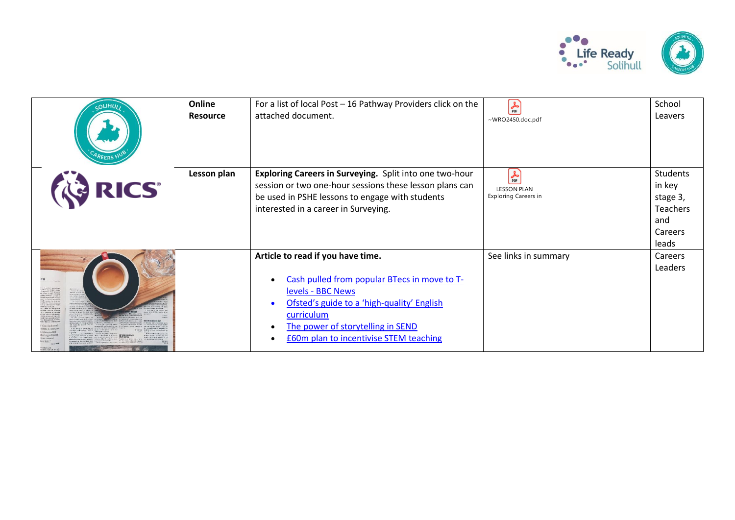| | | | | |
|---|---|---|---|---|
| | **Online Resource** | For a list of local Post – 16 Pathway Providers click on the attached document. | ~WRO2450.doc.pdf | School Leavers |
| | **Lesson plan** | **Exploring Careers in Surveying.** Split into one two-hour session or two one-hour sessions these lesson plans can be used in PSHE lessons to engage with students interested in a career in Surveying. | LESSON PLAN Exploring Careers in | Students in key stage 3, Teachers and Careers leads |
| | | **Article to read if you have time.**<br>• Cash pulled from popular BTecs in move to T-levels - BBC News<br>• Ofsted's guide to a 'high-quality' English curriculum<br>• The power of storytelling in SEND<br>• £60m plan to incentivise STEM teaching | See links in summary | Careers Leaders |